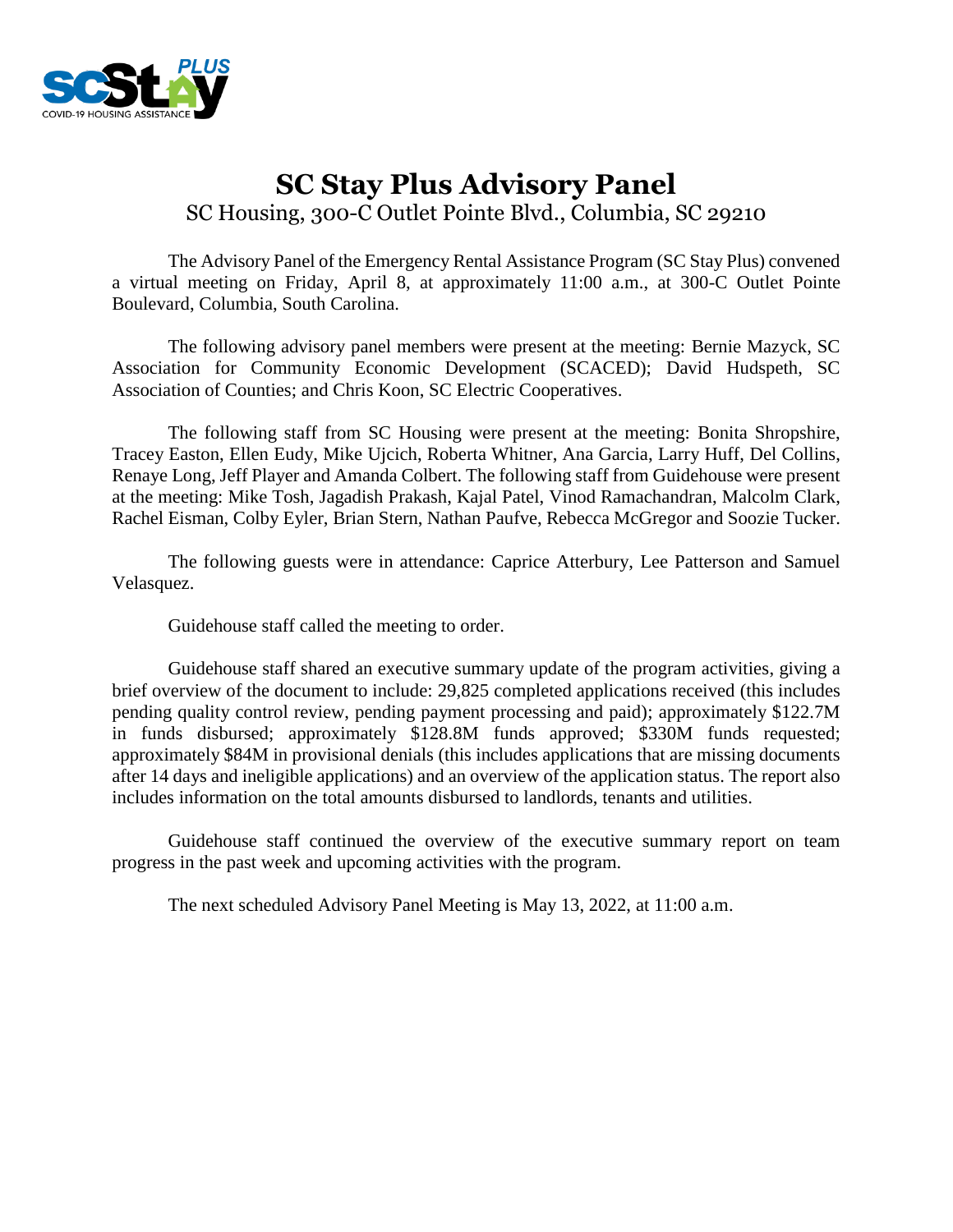# SC Stay Plus Advisory Panel

SC Housing, 300-C Outlet Pointe Blvd., Columbia, SC 29210

The Advisory Panel of the Emergency Rental Assistance Program (SC Stay Plus) convened a virtual meeting on Friday, April 8, at approximately 11:00 a.m., at 300-C Outlet Pointe Boulevard, Columbia, South Carolina.

The following advisory panel members were present at the meeting: Bernie Mazyck, SC Association for Community Economic Development (SCACED); David Hudspeth, SC Association of Counties; and Chris Koon, SC Electric Cooperatives.

The following staff from SC Housing were present at the meeting: Bonita Shropshire, Tracey Easton, Ellen Eudy, Mike Ujcich, Roberta Whitner, Ana Garcia, Larry Huff, Del Collins, Renaye Long, Jeff Player and Amanda Colbert. The following staff from Guidehouse were present at the meeting: Mike Tosh, Jagadish Prakash, Kajal Patel, Vinod Ramachandran, Malcolm Clark, Rachel Eisman, Colby Eyler, Brian Stern, Nathan Paufve, Rebecca McGregor and Soozie Tucker.

The following guests were in attendance: Caprice Atterbury, Lee Patterson and Samuel Velasquez.

Guidehouse staff called the meeting to order.

Guidehouse staff shared an executive summary update of the program activities, giving a brief overview of the document to include: 29,825 completed applications received (this includes pending quality control review, pending payment processing and paid); approximately $122.7M in funds disbursed; approximately $128.8M funds approved; $330M funds requested; approximately $84M in provisional denials (this includes applications that are missing documents after 14 days and ineligible applications) and an overview of the application status. The report also includes information on the total amounts disbursed to landlords, tenants and utilities.

Guidehouse staff continued the overview of the executive summary report on team progress in the past week and upcoming activities with the program.

The next scheduled Advisory Panel Meeting is May 13, 2022, at 11:00 a.m.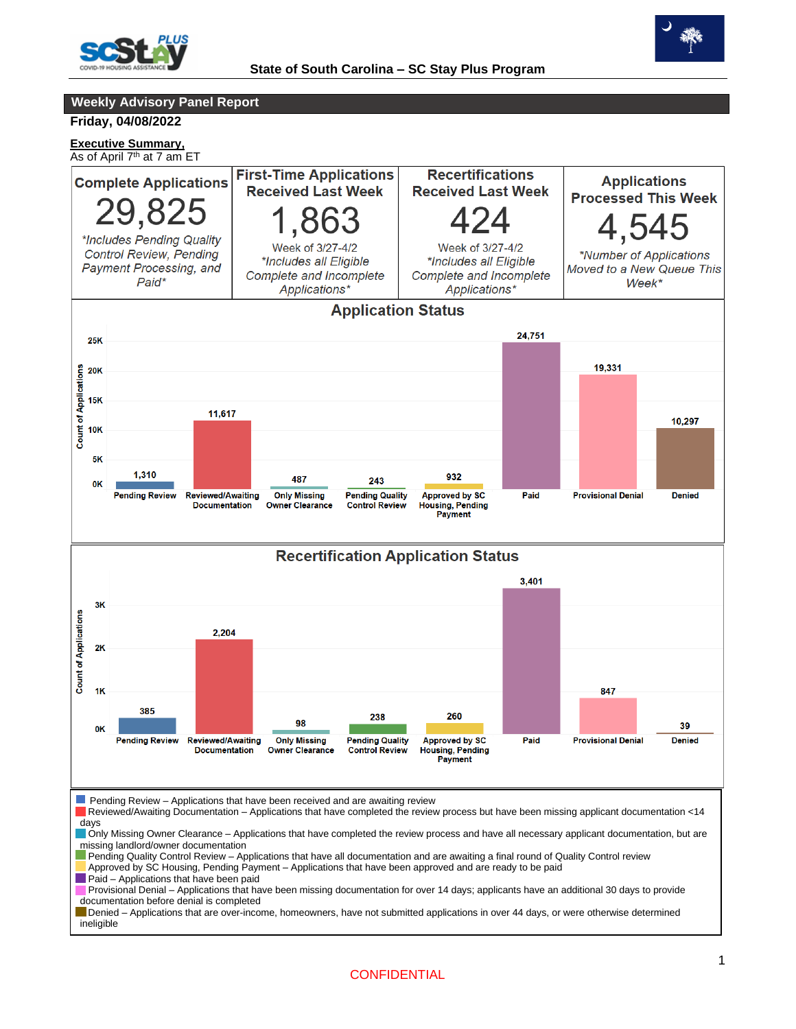State of South Carolina – SC Stay Plus Program

## Weekly Advisory Panel Report

**Friday, 04/08/2022**

**Executive Summary,**
As of April 7th at 7 am ET

| Complete Applications | First-Time Applications Received Last Week | Recertifications Received Last Week | Applications Processed This Week |
|---|---|---|---|
| 29,825 | 1,863 | 424 | 4,545 |
| *Includes Pending Quality Control Review, Pending Payment Processing, and Paid* | Week of 3/27-4/2 *Includes all Eligible Complete and Incomplete Applications* | Week of 3/27-4/2 *Includes all Eligible Complete and Incomplete Applications* | *Number of Applications Moved to a New Queue This Week* |

### Application Status

| Status | Count of Applications |
|---|---|
| Pending Review | 1,310 |
| Reviewed/Awaiting Documentation | 11,617 |
| Only Missing Owner Clearance | 487 |
| Pending Quality Control Review | 243 |
| Approved by SC Housing, Pending Payment | 932 |
| Paid | 24,751 |
| Provisional Denial | 19,331 |
| Denied | 10,297 |

### Recertification Application Status

| Status | Count of Applications |
|---|---|
| Pending Review | 385 |
| Reviewed/Awaiting Documentation | 2,204 |
| Only Missing Owner Clearance | 98 |
| Pending Quality Control Review | 238 |
| Approved by SC Housing, Pending Payment | 260 |
| Paid | 3,401 |
| Provisional Denial | 847 |
| Denied | 39 |

- Pending Review – Applications that have been received and are awaiting review
- Reviewed/Awaiting Documentation – Applications that have completed the review process but have been missing applicant documentation <14 days
- Only Missing Owner Clearance – Applications that have completed the review process and have all necessary applicant documentation, but are missing landlord/owner documentation
- Pending Quality Control Review – Applications that have all documentation and are awaiting a final round of Quality Control review
- Approved by SC Housing, Pending Payment – Applications that have been approved and are ready to be paid
- Paid – Applications that have been paid
- Provisional Denial – Applications that have been missing documentation for over 14 days; applicants have an additional 30 days to provide documentation before denial is completed
- Denied – Applications that are over-income, homeowners, have not submitted applications in over 44 days, or were otherwise determined ineligible

CONFIDENTIAL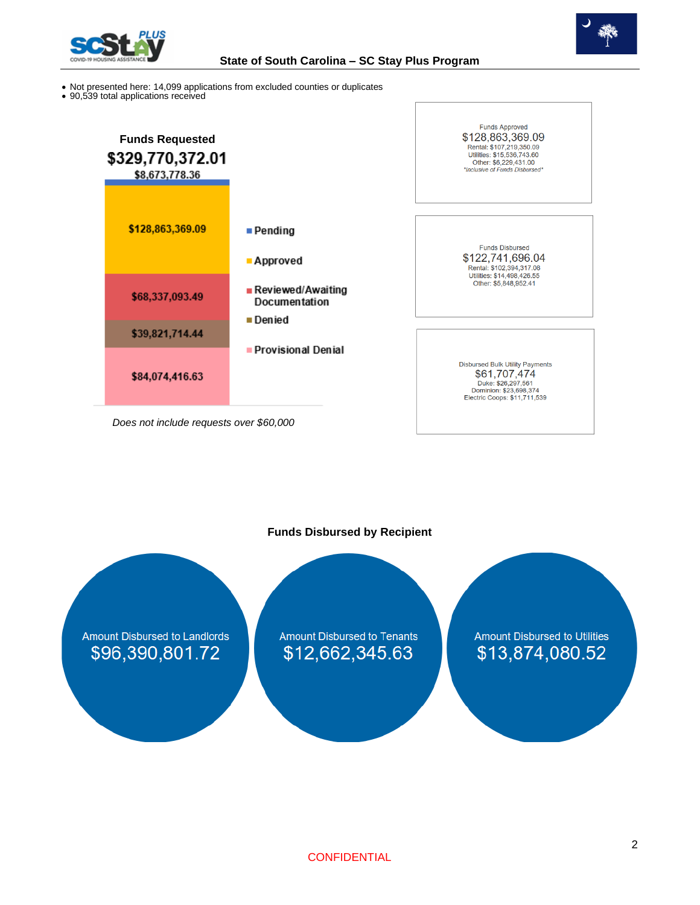**State of South Carolina – SC Stay Plus Program**

- Not presented here: 14,099 applications from excluded counties or duplicates
- 90,539 total applications received

## Funds Requested

**$329,770,372.01**

| Status | Amount |
|---|---|
| Pending | $8,673,778.36 |
| Approved | $128,863,369.09 |
| Reviewed/Awaiting Documentation | $68,337,093.49 |
| Denied | $39,821,714.44 |
| Provisional Denial | $84,074,416.63 |

*Does not include requests over $60,000*

**Funds Approved**
$128,863,369.09
Rental: $107,219,350.09
Utilities: $15,536,743.60
Other: $6,229,431.00
*"Inclusive of Funds Disbursed"*

**Funds Disbursed**
$122,741,696.04
Rental: $102,394,317.08
Utilities: $14,498,426.55
Other: $5,848,952.41

**Disbursed Bulk Utility Payments**
$61,707,474
Duke: $26,297,561
Dominion: $23,698,374
Electric Coops: $11,711,539

## Funds Disbursed by Recipient

| Amount Disbursed to Landlords | Amount Disbursed to Tenants | Amount Disbursed to Utilities |
|---|---|---|
| $96,390,801.72 | $12,662,345.63 | $13,874,080.52 |

CONFIDENTIAL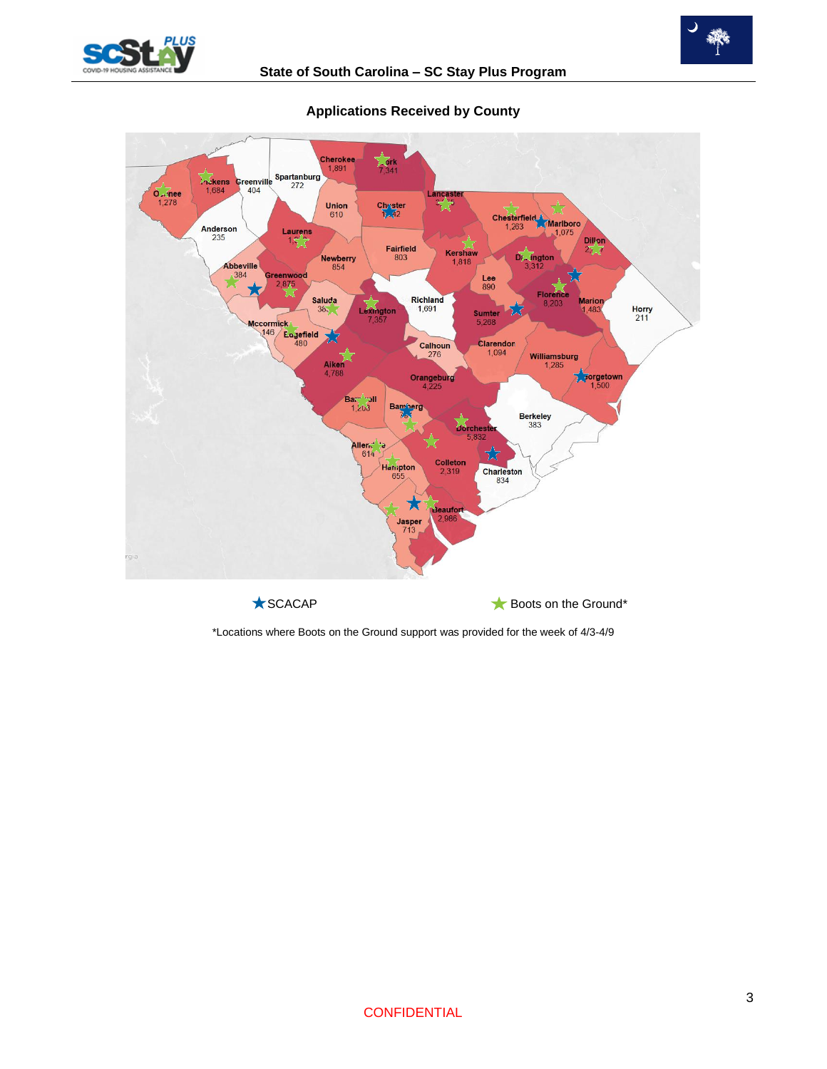## Applications Received by County

★ SCACAP ★ Boots on the Ground*

*Locations where Boots on the Ground support was provided for the week of 4/3-4/9

CONFIDENTIAL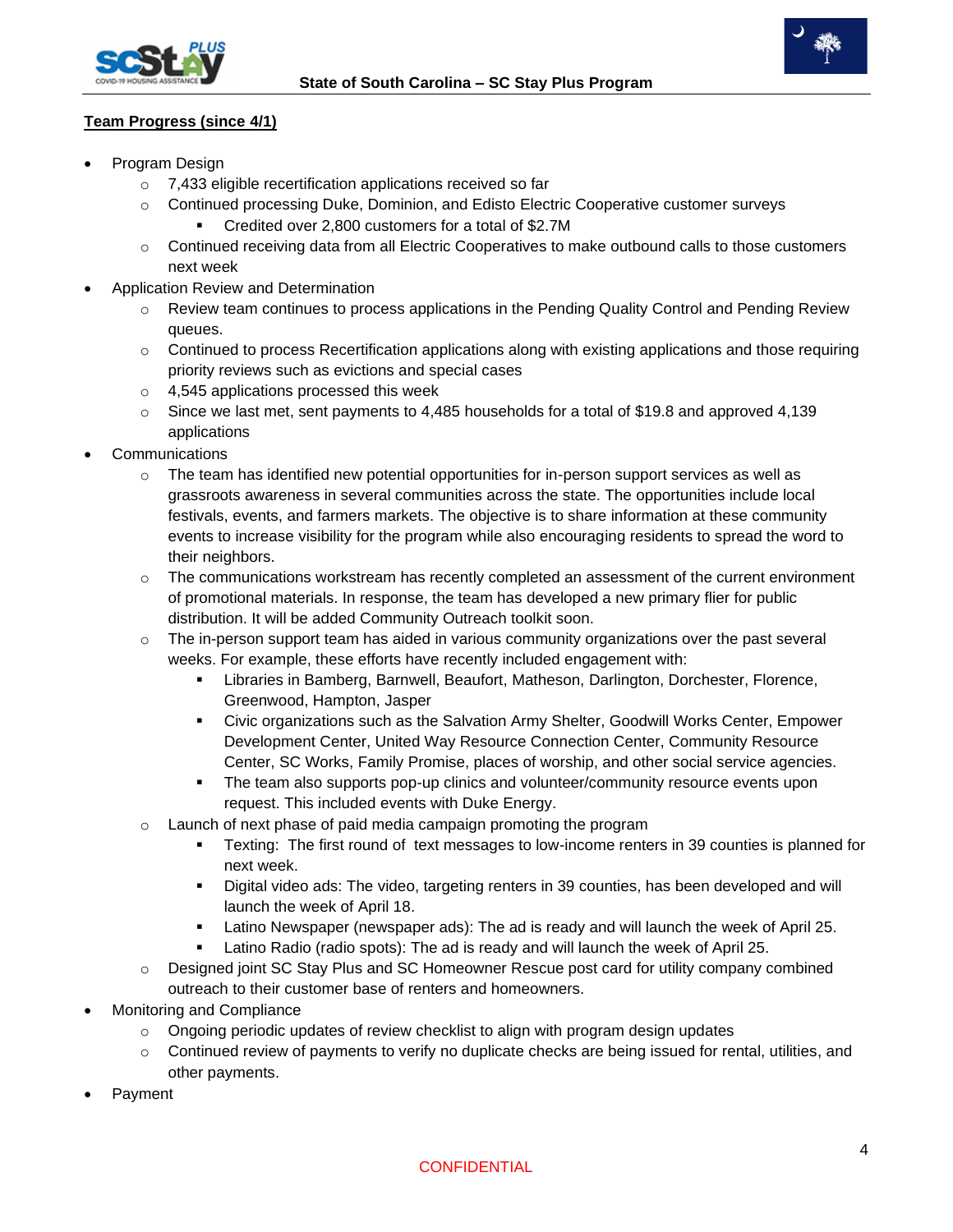**Team Progress (since 4/1)**

- Program Design
  - 7,433 eligible recertification applications received so far
  - Continued processing Duke, Dominion, and Edisto Electric Cooperative customer surveys
    - Credited over 2,800 customers for a total of $2.7M
  - Continued receiving data from all Electric Cooperatives to make outbound calls to those customers next week
- Application Review and Determination
  - Review team continues to process applications in the Pending Quality Control and Pending Review queues.
  - Continued to process Recertification applications along with existing applications and those requiring priority reviews such as evictions and special cases
  - 4,545 applications processed this week
  - Since we last met, sent payments to 4,485 households for a total of $19.8 and approved 4,139 applications
- Communications
  - The team has identified new potential opportunities for in-person support services as well as grassroots awareness in several communities across the state. The opportunities include local festivals, events, and farmers markets. The objective is to share information at these community events to increase visibility for the program while also encouraging residents to spread the word to their neighbors.
  - The communications workstream has recently completed an assessment of the current environment of promotional materials. In response, the team has developed a new primary flier for public distribution. It will be added Community Outreach toolkit soon.
  - The in-person support team has aided in various community organizations over the past several weeks. For example, these efforts have recently included engagement with:
    - Libraries in Bamberg, Barnwell, Beaufort, Matheson, Darlington, Dorchester, Florence, Greenwood, Hampton, Jasper
    - Civic organizations such as the Salvation Army Shelter, Goodwill Works Center, Empower Development Center, United Way Resource Connection Center, Community Resource Center, SC Works, Family Promise, places of worship, and other social service agencies.
    - The team also supports pop-up clinics and volunteer/community resource events upon request. This included events with Duke Energy.
  - Launch of next phase of paid media campaign promoting the program
    - Texting: The first round of text messages to low-income renters in 39 counties is planned for next week.
    - Digital video ads: The video, targeting renters in 39 counties, has been developed and will launch the week of April 18.
    - Latino Newspaper (newspaper ads): The ad is ready and will launch the week of April 25.
    - Latino Radio (radio spots): The ad is ready and will launch the week of April 25.
  - Designed joint SC Stay Plus and SC Homeowner Rescue post card for utility company combined outreach to their customer base of renters and homeowners.
- Monitoring and Compliance
  - Ongoing periodic updates of review checklist to align with program design updates
  - Continued review of payments to verify no duplicate checks are being issued for rental, utilities, and other payments.
- Payment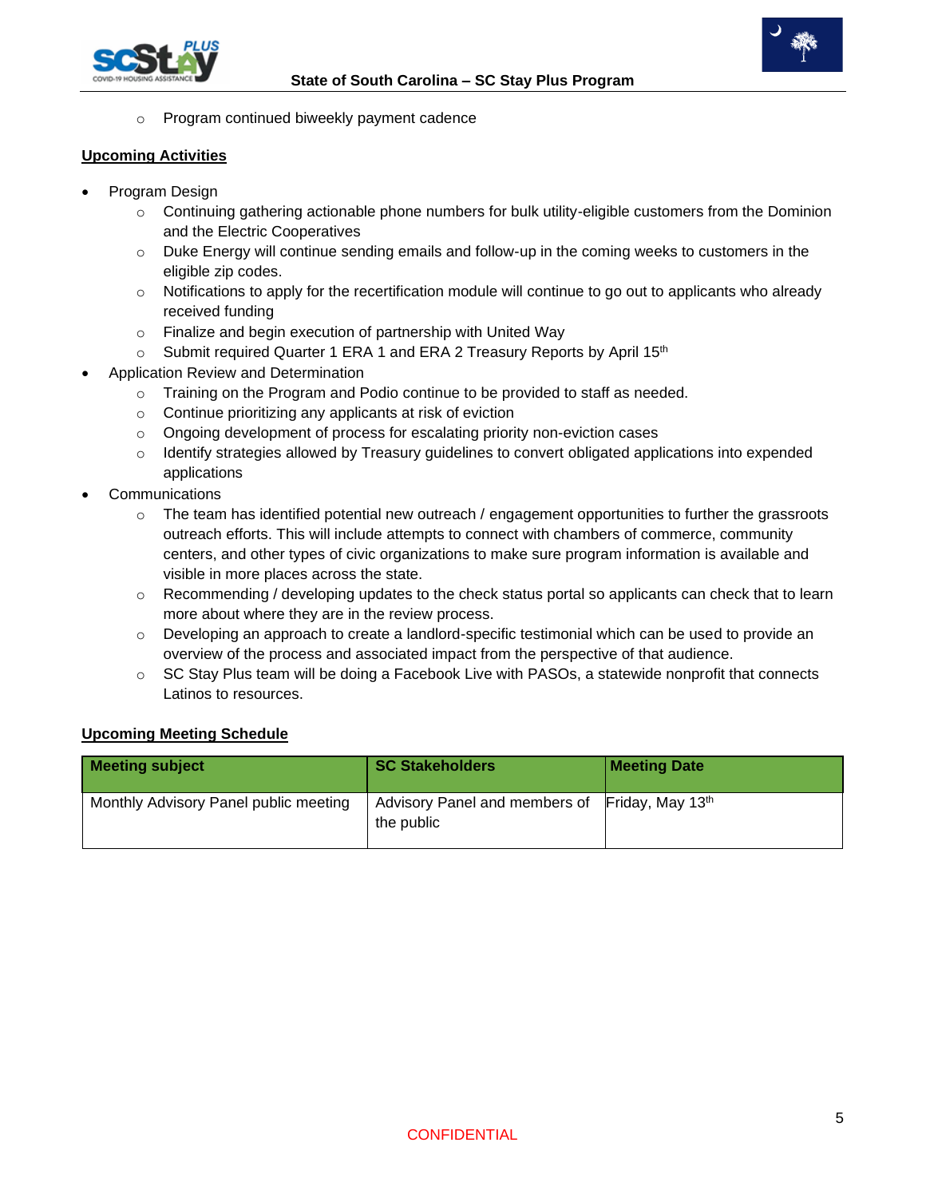- Program continued biweekly payment cadence

**Upcoming Activities**

- Program Design
  - Continuing gathering actionable phone numbers for bulk utility-eligible customers from the Dominion and the Electric Cooperatives
  - Duke Energy will continue sending emails and follow-up in the coming weeks to customers in the eligible zip codes.
  - Notifications to apply for the recertification module will continue to go out to applicants who already received funding
  - Finalize and begin execution of partnership with United Way
  - Submit required Quarter 1 ERA 1 and ERA 2 Treasury Reports by April 15th
- Application Review and Determination
  - Training on the Program and Podio continue to be provided to staff as needed.
  - Continue prioritizing any applicants at risk of eviction
  - Ongoing development of process for escalating priority non-eviction cases
  - Identify strategies allowed by Treasury guidelines to convert obligated applications into expended applications
- Communications
  - The team has identified potential new outreach / engagement opportunities to further the grassroots outreach efforts. This will include attempts to connect with chambers of commerce, community centers, and other types of civic organizations to make sure program information is available and visible in more places across the state.
  - Recommending / developing updates to the check status portal so applicants can check that to learn more about where they are in the review process.
  - Developing an approach to create a landlord-specific testimonial which can be used to provide an overview of the process and associated impact from the perspective of that audience.
  - SC Stay Plus team will be doing a Facebook Live with PASOs, a statewide nonprofit that connects Latinos to resources.

**Upcoming Meeting Schedule**

| Meeting subject | SC Stakeholders | Meeting Date |
|---|---|---|
| Monthly Advisory Panel public meeting | Advisory Panel and members of the public | Friday, May 13th |

CONFIDENTIAL